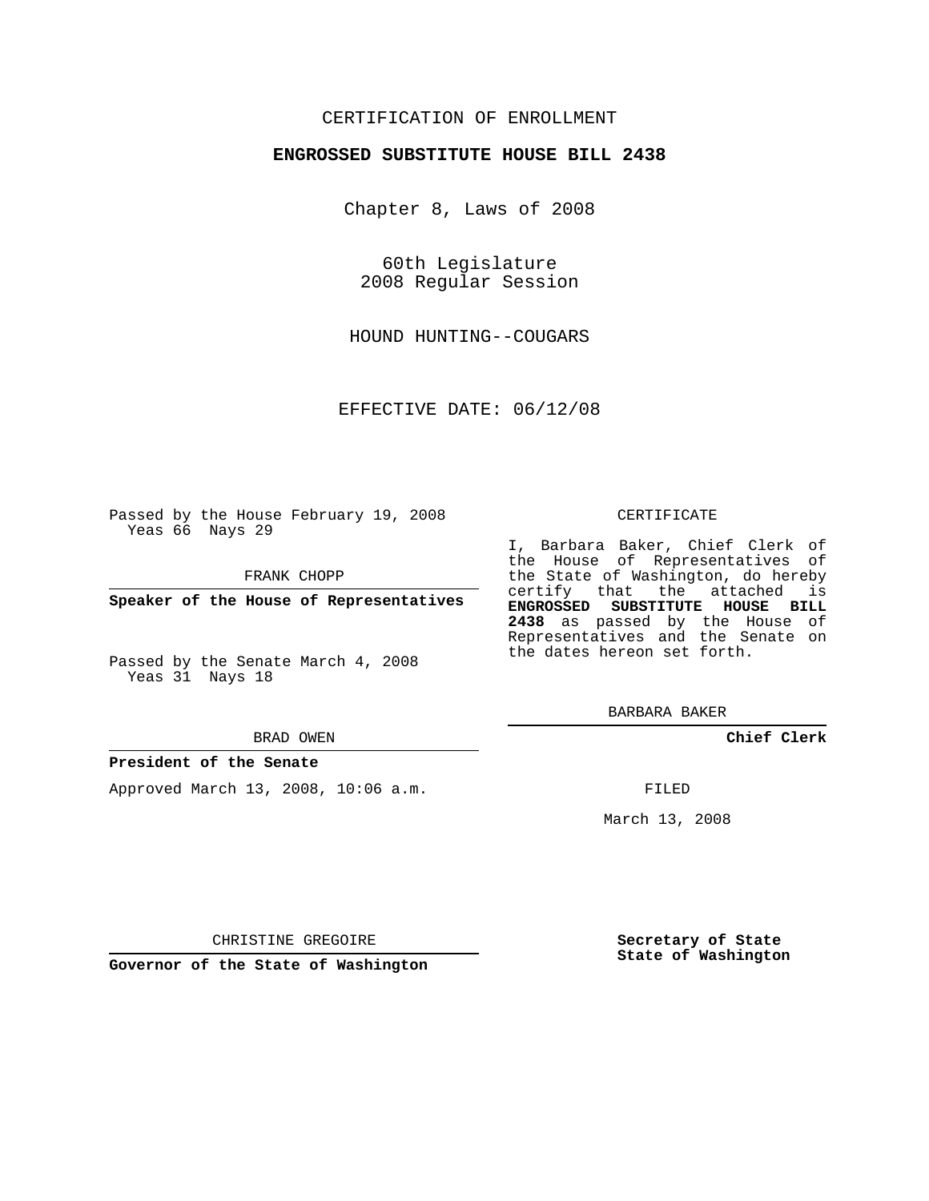CERTIFICATION OF ENROLLMENT

**ENGROSSED SUBSTITUTE HOUSE BILL 2438**

Chapter 8, Laws of 2008

60th Legislature
2008 Regular Session

HOUND HUNTING--COUGARS

EFFECTIVE DATE: 06/12/08

Passed by the House February 19, 2008
Yeas 66 Nays 29

FRANK CHOPP

**Speaker of the House of Representatives**

Passed by the Senate March 4, 2008
Yeas 31 Nays 18

BRAD OWEN

**President of the Senate**

Approved March 13, 2008, 10:06 a.m.

CHRISTINE GREGOIRE

**Governor of the State of Washington**

CERTIFICATE

I, Barbara Baker, Chief Clerk of the House of Representatives of the State of Washington, do hereby certify that the attached is **ENGROSSED SUBSTITUTE HOUSE BILL 2438** as passed by the House of Representatives and the Senate on the dates hereon set forth.

BARBARA BAKER

**Chief Clerk**

FILED

March 13, 2008

**Secretary of State**
**State of Washington**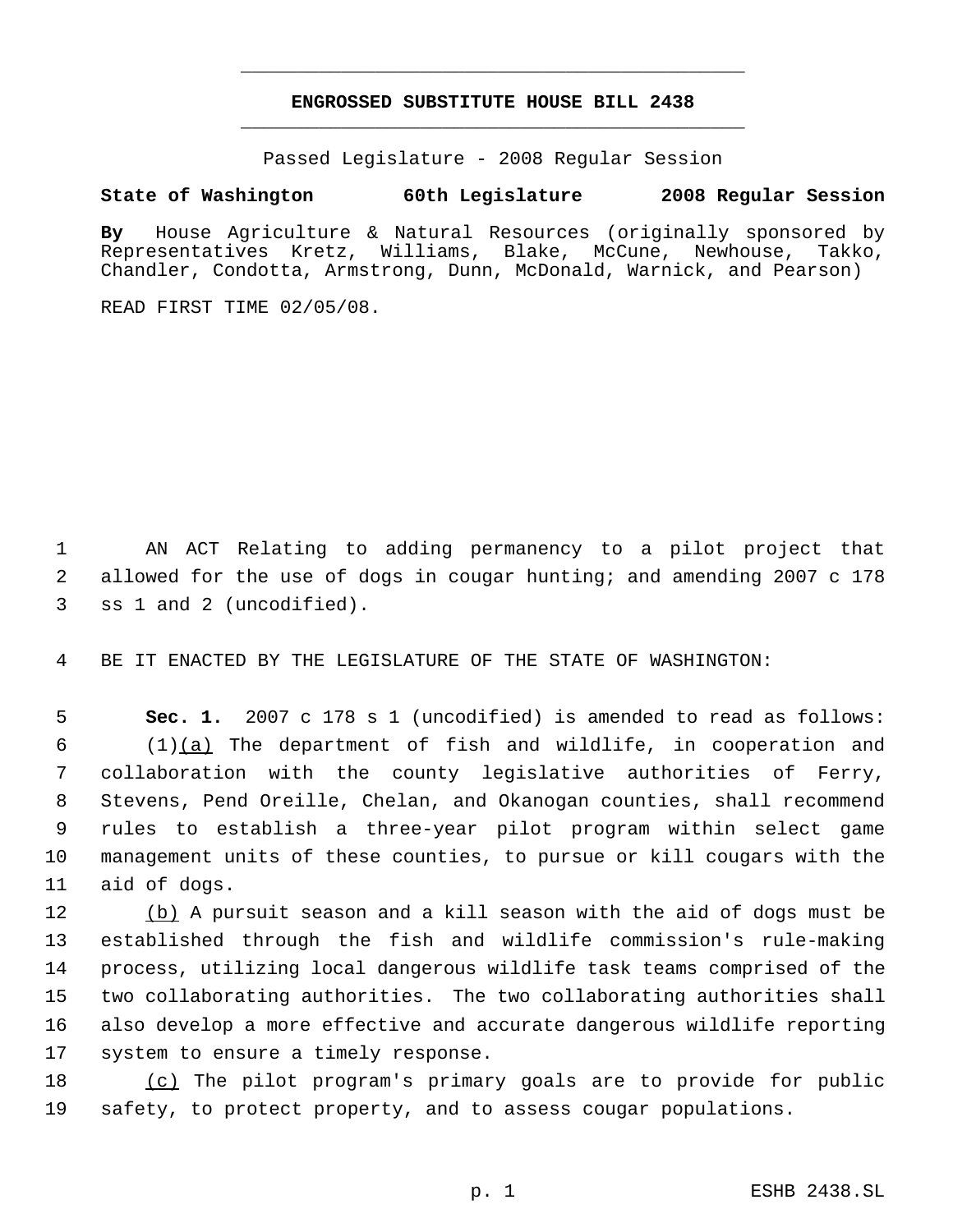# ENGROSSED SUBSTITUTE HOUSE BILL 2438

Passed Legislature - 2008 Regular Session

**State of Washington 60th Legislature 2008 Regular Session**

**By** House Agriculture & Natural Resources (originally sponsored by Representatives Kretz, Williams, Blake, McCune, Newhouse, Takko, Chandler, Condotta, Armstrong, Dunn, McDonald, Warnick, and Pearson)

READ FIRST TIME 02/05/08.

AN ACT Relating to adding permanency to a pilot project that allowed for the use of dogs in cougar hunting; and amending 2007 c 178 ss 1 and 2 (uncodified).

BE IT ENACTED BY THE LEGISLATURE OF THE STATE OF WASHINGTON:

**Sec. 1.** 2007 c 178 s 1 (uncodified) is amended to read as follows:

(1)(a) The department of fish and wildlife, in cooperation and collaboration with the county legislative authorities of Ferry, Stevens, Pend Oreille, Chelan, and Okanogan counties, shall recommend rules to establish a three-year pilot program within select game management units of these counties, to pursue or kill cougars with the aid of dogs.

(b) A pursuit season and a kill season with the aid of dogs must be established through the fish and wildlife commission's rule-making process, utilizing local dangerous wildlife task teams comprised of the two collaborating authorities. The two collaborating authorities shall also develop a more effective and accurate dangerous wildlife reporting system to ensure a timely response.

(c) The pilot program's primary goals are to provide for public safety, to protect property, and to assess cougar populations.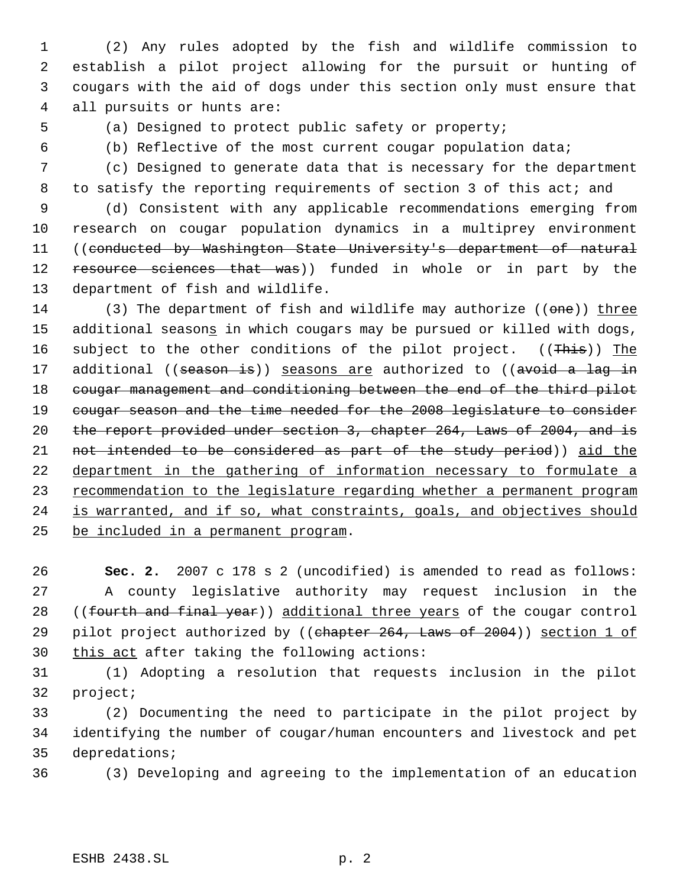(2) Any rules adopted by the fish and wildlife commission to establish a pilot project allowing for the pursuit or hunting of cougars with the aid of dogs under this section only must ensure that all pursuits or hunts are:

(a) Designed to protect public safety or property;

(b) Reflective of the most current cougar population data;

(c) Designed to generate data that is necessary for the department to satisfy the reporting requirements of section 3 of this act; and

(d) Consistent with any applicable recommendations emerging from research on cougar population dynamics in a multiprey environment ((~~conducted by Washington State University's department of natural resource sciences that was~~)) funded in whole or in part by the department of fish and wildlife.

(3) The department of fish and wildlife may authorize ((~~one~~)) <u>three</u> additional season<u>s</u> in which cougars may be pursued or killed with dogs, subject to the other conditions of the pilot project. ((~~This~~)) <u>The</u> additional ((~~season is~~)) <u>seasons are</u> authorized to ((~~avoid a lag in cougar management and conditioning between the end of the third pilot cougar season and the time needed for the 2008 legislature to consider the report provided under section 3, chapter 264, Laws of 2004, and is not intended to be considered as part of the study period~~)) <u>aid the department in the gathering of information necessary to formulate a recommendation to the legislature regarding whether a permanent program is warranted, and if so, what constraints, goals, and objectives should be included in a permanent program</u>.

**Sec. 2.** 2007 c 178 s 2 (uncodified) is amended to read as follows:

A county legislative authority may request inclusion in the ((~~fourth and final year~~)) <u>additional three years</u> of the cougar control pilot project authorized by ((~~chapter 264, Laws of 2004~~)) <u>section 1 of this act</u> after taking the following actions:

(1) Adopting a resolution that requests inclusion in the pilot project;

(2) Documenting the need to participate in the pilot project by identifying the number of cougar/human encounters and livestock and pet depredations;

(3) Developing and agreeing to the implementation of an education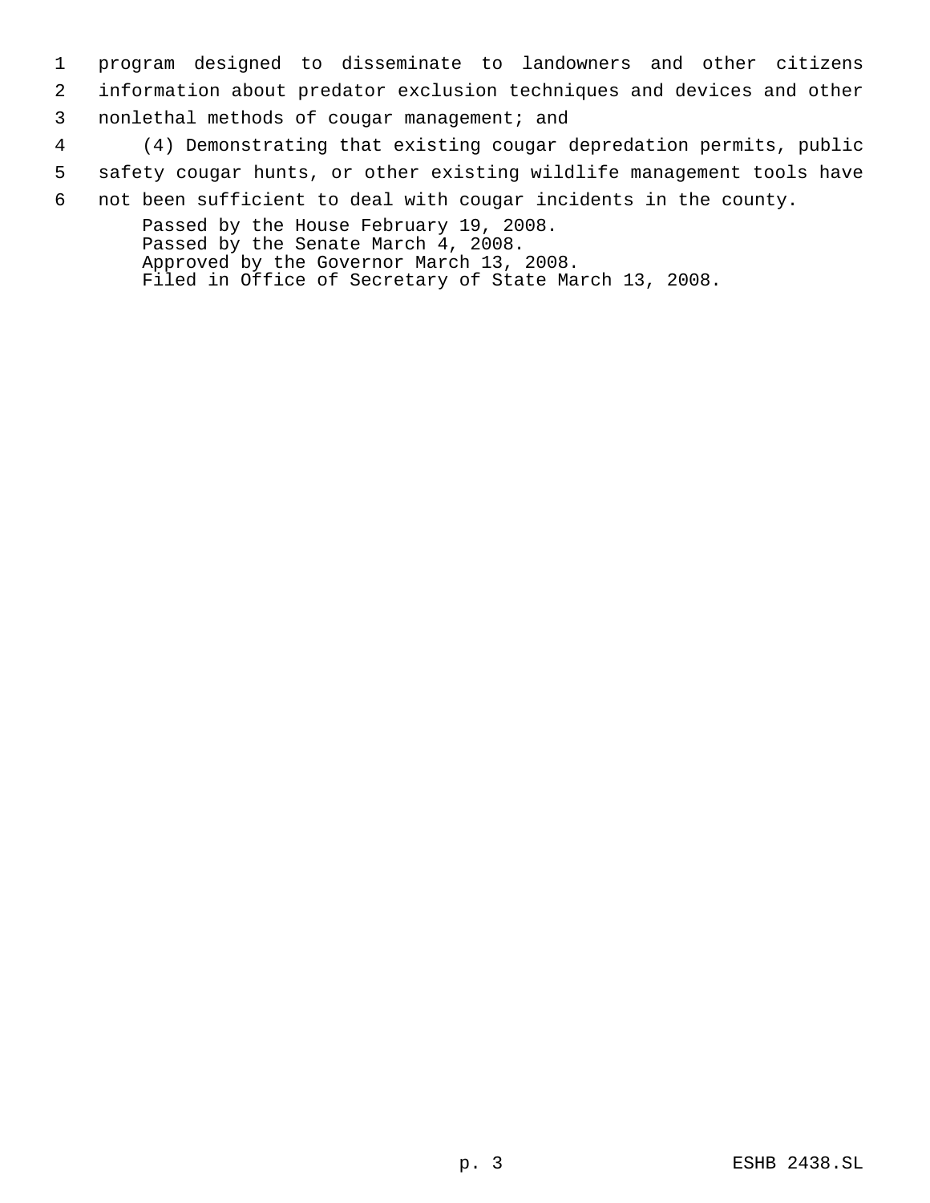program designed to disseminate to landowners and other citizens information about predator exclusion techniques and devices and other nonlethal methods of cougar management; and

(4) Demonstrating that existing cougar depredation permits, public safety cougar hunts, or other existing wildlife management tools have not been sufficient to deal with cougar incidents in the county.

Passed by the House February 19, 2008.
Passed by the Senate March 4, 2008.
Approved by the Governor March 13, 2008.
Filed in Office of Secretary of State March 13, 2008.